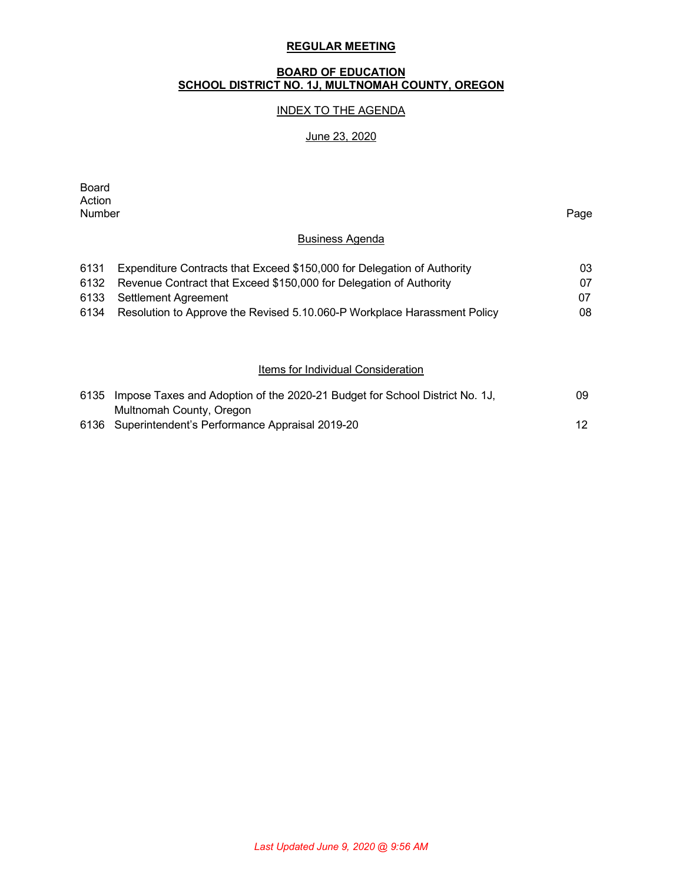**REGULAR MEETING**

**BOARD OF EDUCATION**
**SCHOOL DISTRICT NO. 1J, MULTNOMAH COUNTY, OREGON**

INDEX TO THE AGENDA

June 23, 2020

| Board Action Number | | Page |
|---|---|---|
| | **Business Agenda** | |
| 6131 | Expenditure Contracts that Exceed $150,000 for Delegation of Authority | 03 |
| 6132 | Revenue Contract that Exceed $150,000 for Delegation of Authority | 07 |
| 6133 | Settlement Agreement | 07 |
| 6134 | Resolution to Approve the Revised 5.10.060-P Workplace Harassment Policy | 08 |
| | **Items for Individual Consideration** | |
| 6135 | Impose Taxes and Adoption of the 2020-21 Budget for School District No. 1J, Multnomah County, Oregon | 09 |
| 6136 | Superintendent's Performance Appraisal 2019-20 | 12 |

*Last Updated June 9, 2020 @ 9:56 AM*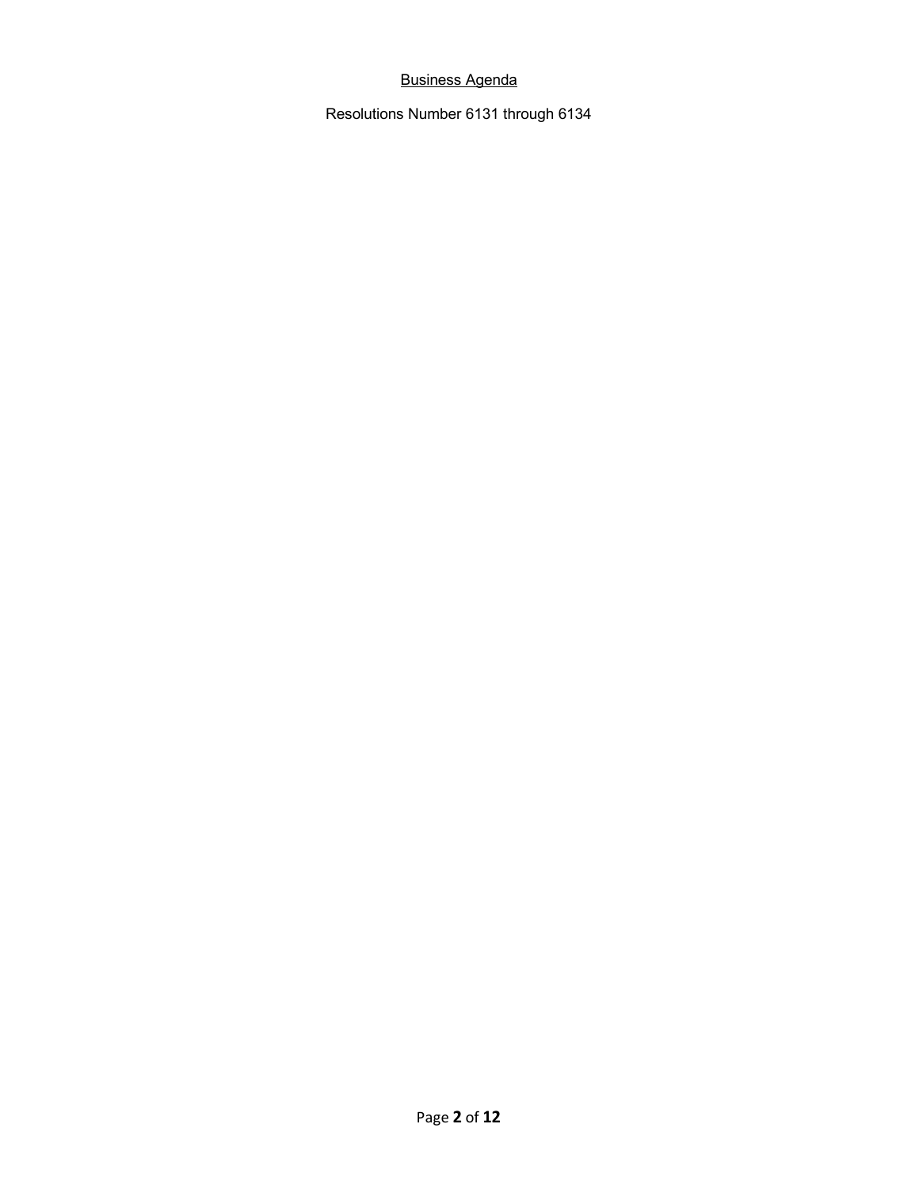<u>Business Agenda</u>

Resolutions Number 6131 through 6134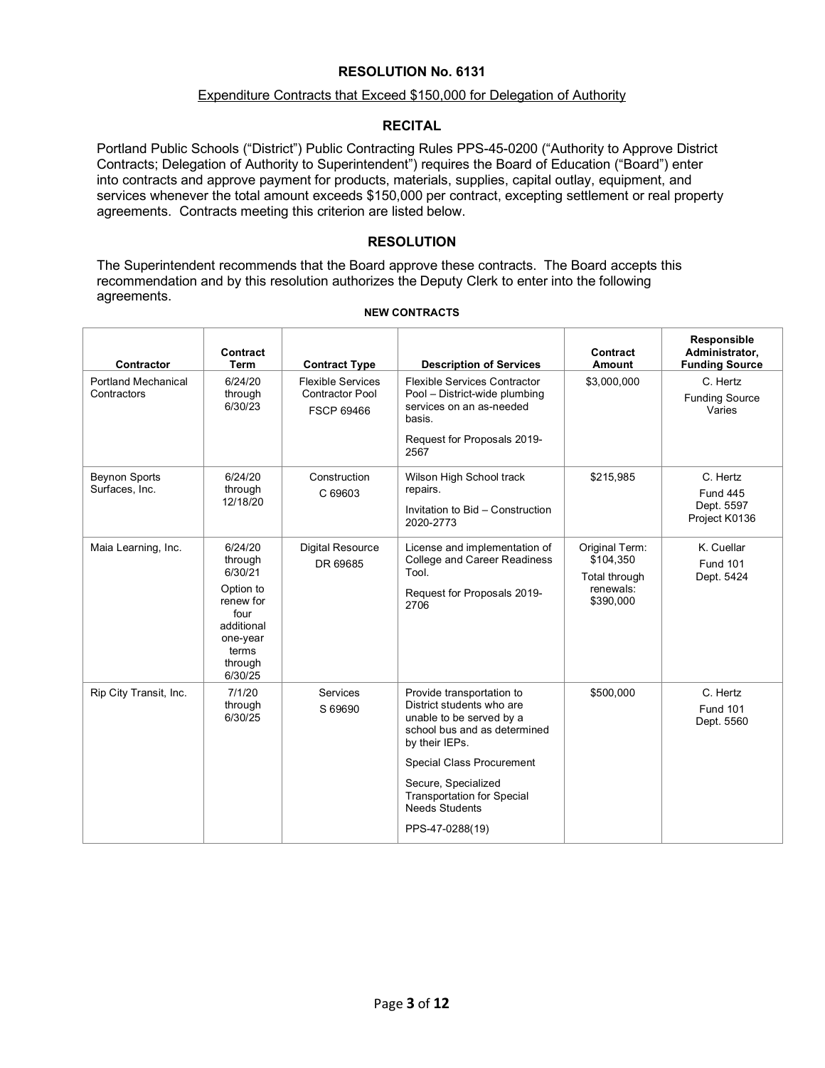# RESOLUTION No. 6131

## Expenditure Contracts that Exceed $150,000 for Delegation of Authority

### RECITAL

Portland Public Schools ("District") Public Contracting Rules PPS-45-0200 ("Authority to Approve District Contracts; Delegation of Authority to Superintendent") requires the Board of Education ("Board") enter into contracts and approve payment for products, materials, supplies, capital outlay, equipment, and services whenever the total amount exceeds $150,000 per contract, excepting settlement or real property agreements. Contracts meeting this criterion are listed below.

### RESOLUTION

The Superintendent recommends that the Board approve these contracts. The Board accepts this recommendation and by this resolution authorizes the Deputy Clerk to enter into the following agreements.

**NEW CONTRACTS**

| Contractor | Contract Term | Contract Type | Description of Services | Contract Amount | Responsible Administrator, Funding Source |
|---|---|---|---|---|---|
| Portland Mechanical Contractors | 6/24/20 through 6/30/23 | Flexible Services Contractor Pool<br>FSCP 69466 | Flexible Services Contractor Pool – District-wide plumbing services on an as-needed basis.<br>Request for Proposals 2019-2567 | $3,000,000 | C. Hertz<br>Funding Source Varies |
| Beynon Sports Surfaces, Inc. | 6/24/20 through 12/18/20 | Construction<br>C 69603 | Wilson High School track repairs.<br>Invitation to Bid – Construction 2020-2773 | $215,985 | C. Hertz<br>Fund 445<br>Dept. 5597<br>Project K0136 |
| Maia Learning, Inc. | 6/24/20 through 6/30/21<br>Option to renew for four additional one-year terms through 6/30/25 | Digital Resource<br>DR 69685 | License and implementation of College and Career Readiness Tool.<br>Request for Proposals 2019-2706 | Original Term: $104,350<br>Total through renewals: $390,000 | K. Cuellar<br>Fund 101<br>Dept. 5424 |
| Rip City Transit, Inc. | 7/1/20 through 6/30/25 | Services<br>S 69690 | Provide transportation to District students who are unable to be served by a school bus and as determined by their IEPs.<br>Special Class Procurement<br>Secure, Specialized Transportation for Special Needs Students<br>PPS-47-0288(19) | $500,000 | C. Hertz<br>Fund 101<br>Dept. 5560 |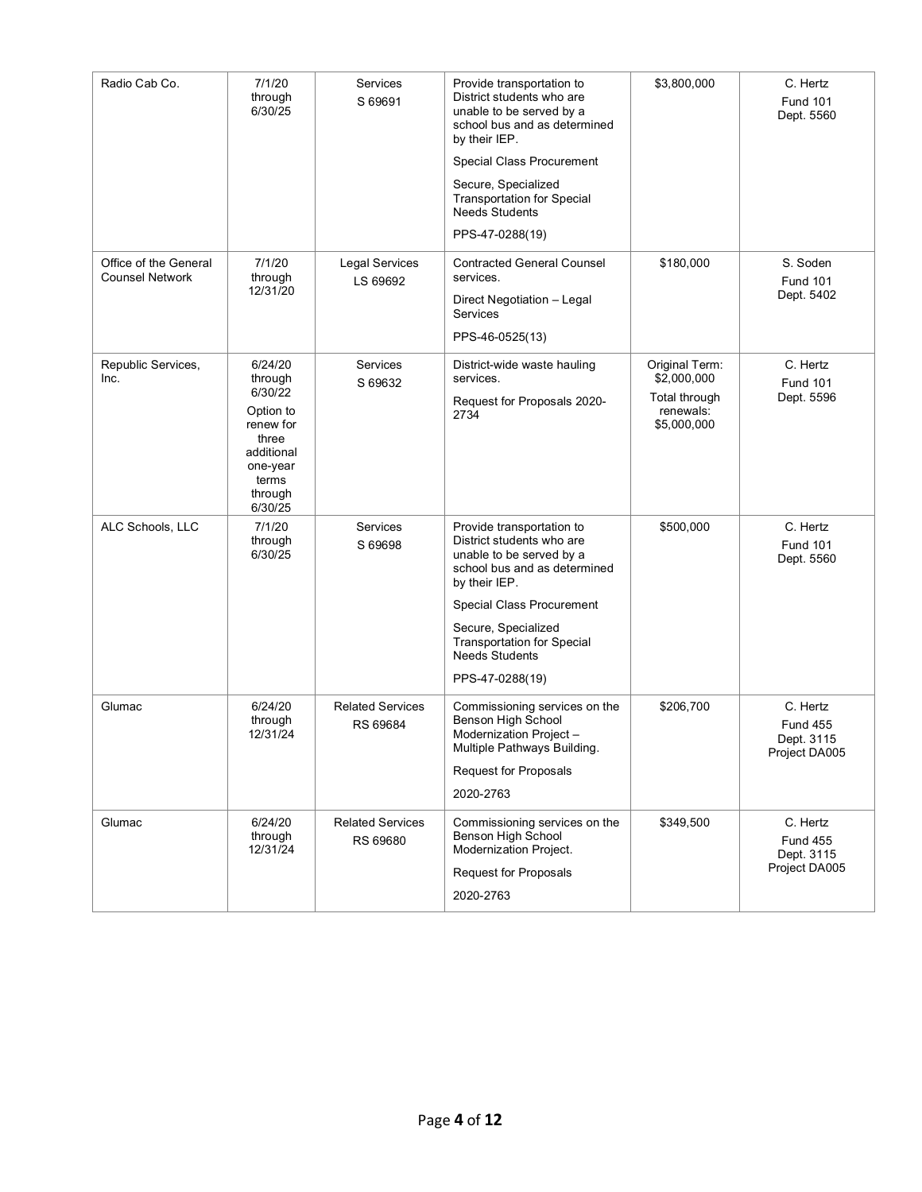| Radio Cab Co. | 7/1/20 through 6/30/25 | Services S 69691 | Provide transportation to District students who are unable to be served by a school bus and as determined by their IEP.<br><br>Special Class Procurement<br><br>Secure, Specialized Transportation for Special Needs Students<br><br>PPS-47-0288(19) | $3,800,000 | C. Hertz<br>Fund 101<br>Dept. 5560 |
|---|---|---|---|---|---|
| Office of the General Counsel Network | 7/1/20 through 12/31/20 | Legal Services LS 69692 | Contracted General Counsel services.<br><br>Direct Negotiation – Legal Services<br><br>PPS-46-0525(13) | $180,000 | S. Soden<br>Fund 101<br>Dept. 5402 |
| Republic Services, Inc. | 6/24/20 through 6/30/22<br>Option to renew for three additional one-year terms through 6/30/25 | Services S 69632 | District-wide waste hauling services.<br><br>Request for Proposals 2020-2734 | Original Term: $2,000,000<br>Total through renewals: $5,000,000 | C. Hertz<br>Fund 101<br>Dept. 5596 |
| ALC Schools, LLC | 7/1/20 through 6/30/25 | Services S 69698 | Provide transportation to District students who are unable to be served by a school bus and as determined by their IEP.<br><br>Special Class Procurement<br><br>Secure, Specialized Transportation for Special Needs Students<br><br>PPS-47-0288(19) | $500,000 | C. Hertz<br>Fund 101<br>Dept. 5560 |
| Glumac | 6/24/20 through 12/31/24 | Related Services RS 69684 | Commissioning services on the Benson High School Modernization Project – Multiple Pathways Building.<br><br>Request for Proposals<br><br>2020-2763 | $206,700 | C. Hertz<br>Fund 455<br>Dept. 3115<br>Project DA005 |
| Glumac | 6/24/20 through 12/31/24 | Related Services RS 69680 | Commissioning services on the Benson High School Modernization Project.<br><br>Request for Proposals<br><br>2020-2763 | $349,500 | C. Hertz<br>Fund 455<br>Dept. 3115<br>Project DA005 |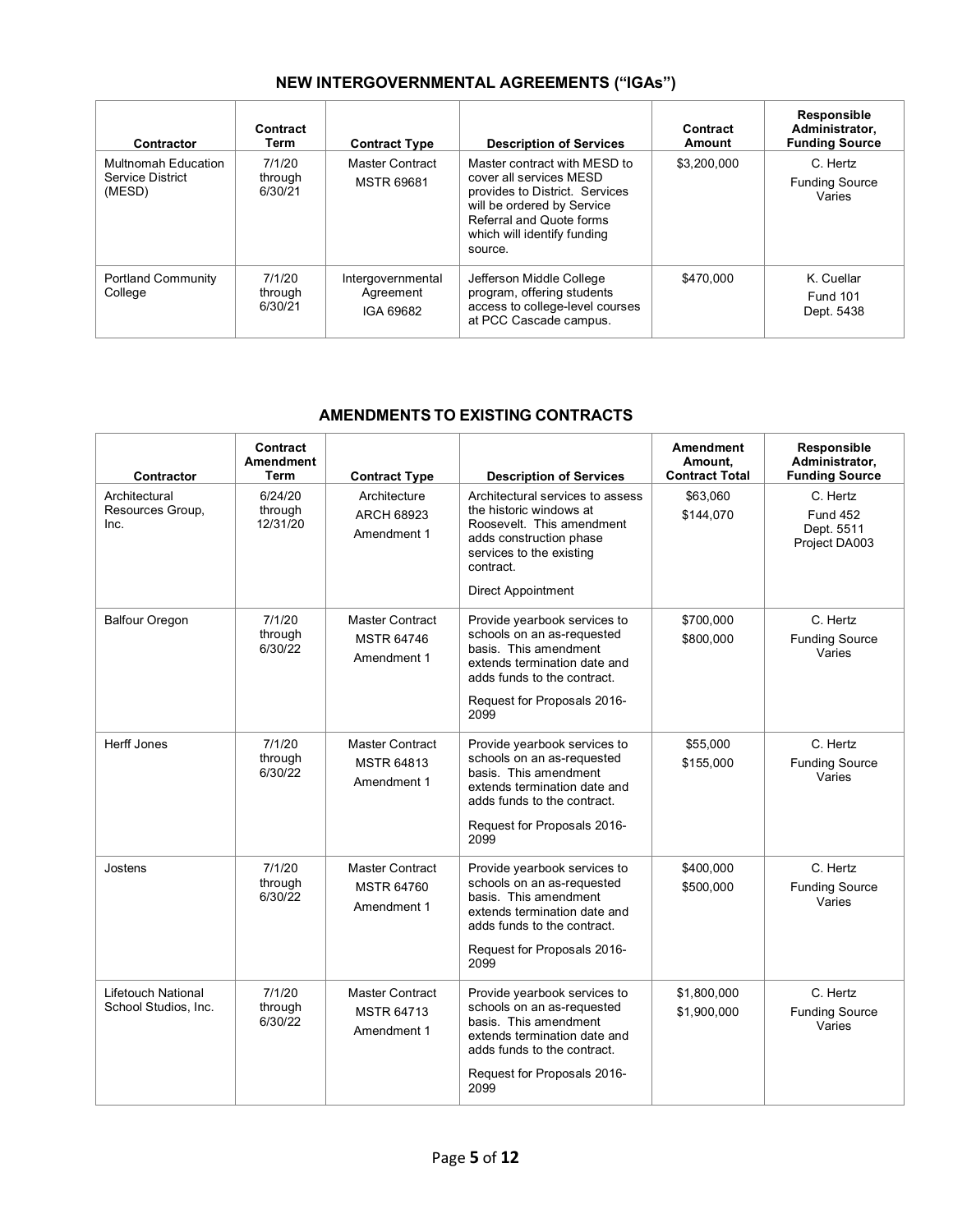## NEW INTERGOVERNMENTAL AGREEMENTS ("IGAs")

| Contractor | Contract Term | Contract Type | Description of Services | Contract Amount | Responsible Administrator, Funding Source |
|---|---|---|---|---|---|
| Multnomah Education Service District (MESD) | 7/1/20 through 6/30/21 | Master Contract MSTR 69681 | Master contract with MESD to cover all services MESD provides to District. Services will be ordered by Service Referral and Quote forms which will identify funding source. | $3,200,000 | C. Hertz Funding Source Varies |
| Portland Community College | 7/1/20 through 6/30/21 | Intergovernmental Agreement IGA 69682 | Jefferson Middle College program, offering students access to college-level courses at PCC Cascade campus. | $470,000 | K. Cuellar Fund 101 Dept. 5438 |

## AMENDMENTS TO EXISTING CONTRACTS

| Contractor | Contract Amendment Term | Contract Type | Description of Services | Amendment Amount, Contract Total | Responsible Administrator, Funding Source |
|---|---|---|---|---|---|
| Architectural Resources Group, Inc. | 6/24/20 through 12/31/20 | Architecture ARCH 68923 Amendment 1 | Architectural services to assess the historic windows at Roosevelt. This amendment adds construction phase services to the existing contract.<br><br>Direct Appointment | $63,060<br>$144,070 | C. Hertz Fund 452 Dept. 5511 Project DA003 |
| Balfour Oregon | 7/1/20 through 6/30/22 | Master Contract MSTR 64746 Amendment 1 | Provide yearbook services to schools on an as-requested basis. This amendment extends termination date and adds funds to the contract.<br><br>Request for Proposals 2016-2099 | $700,000<br>$800,000 | C. Hertz Funding Source Varies |
| Herff Jones | 7/1/20 through 6/30/22 | Master Contract MSTR 64813 Amendment 1 | Provide yearbook services to schools on an as-requested basis. This amendment extends termination date and adds funds to the contract.<br><br>Request for Proposals 2016-2099 | $55,000<br>$155,000 | C. Hertz Funding Source Varies |
| Jostens | 7/1/20 through 6/30/22 | Master Contract MSTR 64760 Amendment 1 | Provide yearbook services to schools on an as-requested basis. This amendment extends termination date and adds funds to the contract.<br><br>Request for Proposals 2016-2099 | $400,000<br>$500,000 | C. Hertz Funding Source Varies |
| Lifetouch National School Studios, Inc. | 7/1/20 through 6/30/22 | Master Contract MSTR 64713 Amendment 1 | Provide yearbook services to schools on an as-requested basis. This amendment extends termination date and adds funds to the contract.<br><br>Request for Proposals 2016-2099 | $1,800,000<br>$1,900,000 | C. Hertz Funding Source Varies |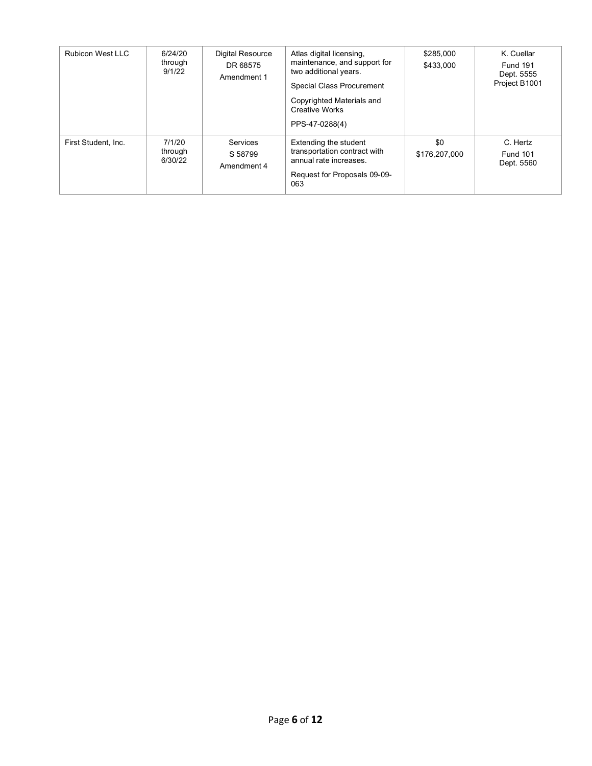| | | | | | |
|---|---|---|---|---|---|
| Rubicon West LLC | 6/24/20 through 9/1/22 | Digital Resource DR 68575 Amendment 1 | Atlas digital licensing, maintenance, and support for two additional years.<br><br>Special Class Procurement<br><br>Copyrighted Materials and Creative Works<br><br>PPS-47-0288(4) | \$285,000<br>\$433,000 | K. Cuellar<br>Fund 191<br>Dept. 5555<br>Project B1001 |
| First Student, Inc. | 7/1/20 through 6/30/22 | Services S 58799 Amendment 4 | Extending the student transportation contract with annual rate increases.<br><br>Request for Proposals 09-09-063 | \$0<br>\$176,207,000 | C. Hertz<br>Fund 101<br>Dept. 5560 |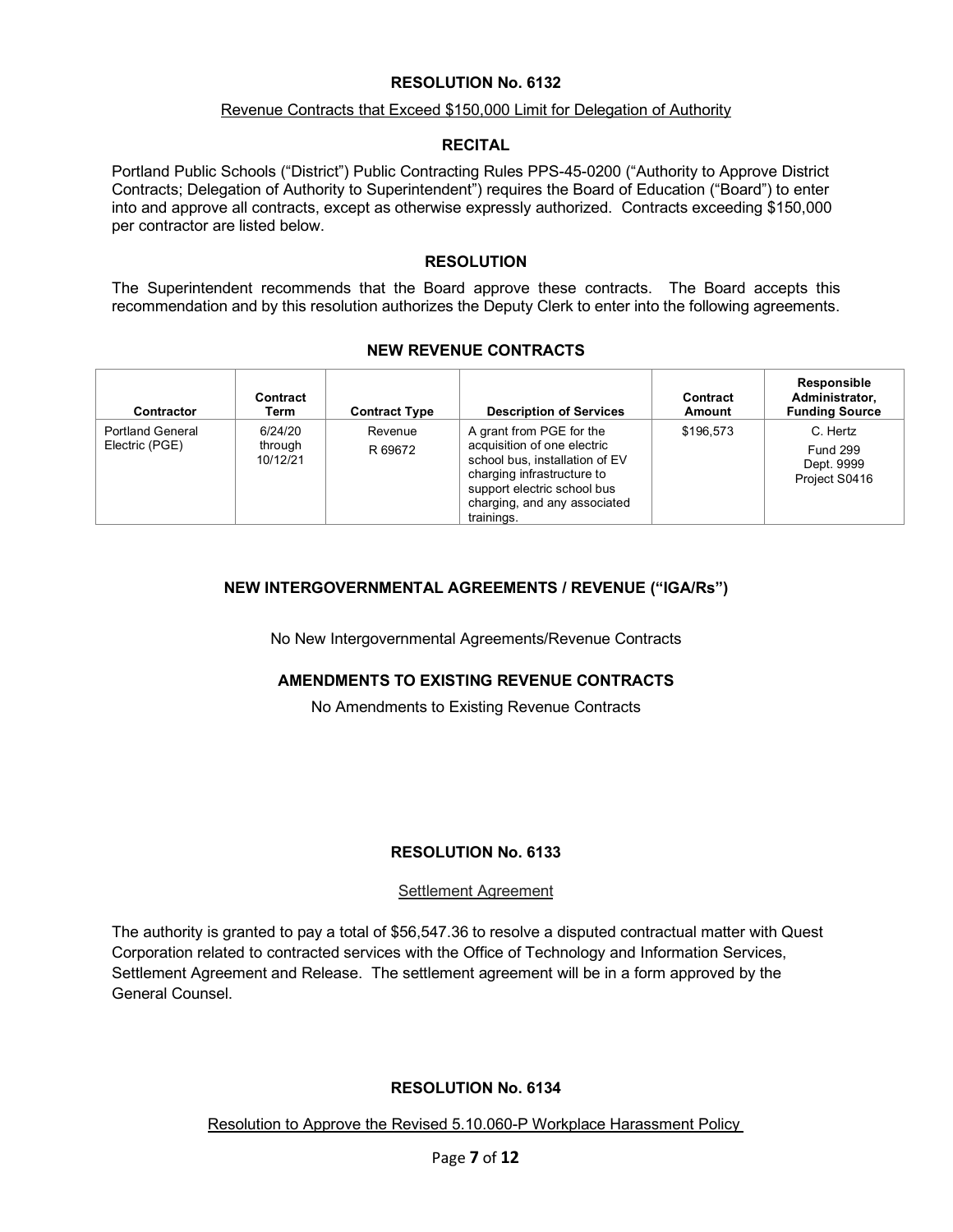## RESOLUTION No. 6132

Revenue Contracts that Exceed $150,000 Limit for Delegation of Authority

### RECITAL

Portland Public Schools ("District") Public Contracting Rules PPS-45-0200 ("Authority to Approve District Contracts; Delegation of Authority to Superintendent") requires the Board of Education ("Board") to enter into and approve all contracts, except as otherwise expressly authorized. Contracts exceeding $150,000 per contractor are listed below.

### RESOLUTION

The Superintendent recommends that the Board approve these contracts. The Board accepts this recommendation and by this resolution authorizes the Deputy Clerk to enter into the following agreements.

### NEW REVENUE CONTRACTS

| Contractor | Contract Term | Contract Type | Description of Services | Contract Amount | Responsible Administrator, Funding Source |
|---|---|---|---|---|---|
| Portland General Electric (PGE) | 6/24/20 through 10/12/21 | Revenue R 69672 | A grant from PGE for the acquisition of one electric school bus, installation of EV charging infrastructure to support electric school bus charging, and any associated trainings. | $196,573 | C. Hertz Fund 299 Dept. 9999 Project S0416 |

### NEW INTERGOVERNMENTAL AGREEMENTS / REVENUE ("IGA/Rs")

No New Intergovernmental Agreements/Revenue Contracts

### AMENDMENTS TO EXISTING REVENUE CONTRACTS

No Amendments to Existing Revenue Contracts

## RESOLUTION No. 6133

Settlement Agreement

The authority is granted to pay a total of $56,547.36 to resolve a disputed contractual matter with Quest Corporation related to contracted services with the Office of Technology and Information Services, Settlement Agreement and Release. The settlement agreement will be in a form approved by the General Counsel.

## RESOLUTION No. 6134

Resolution to Approve the Revised 5.10.060-P Workplace Harassment Policy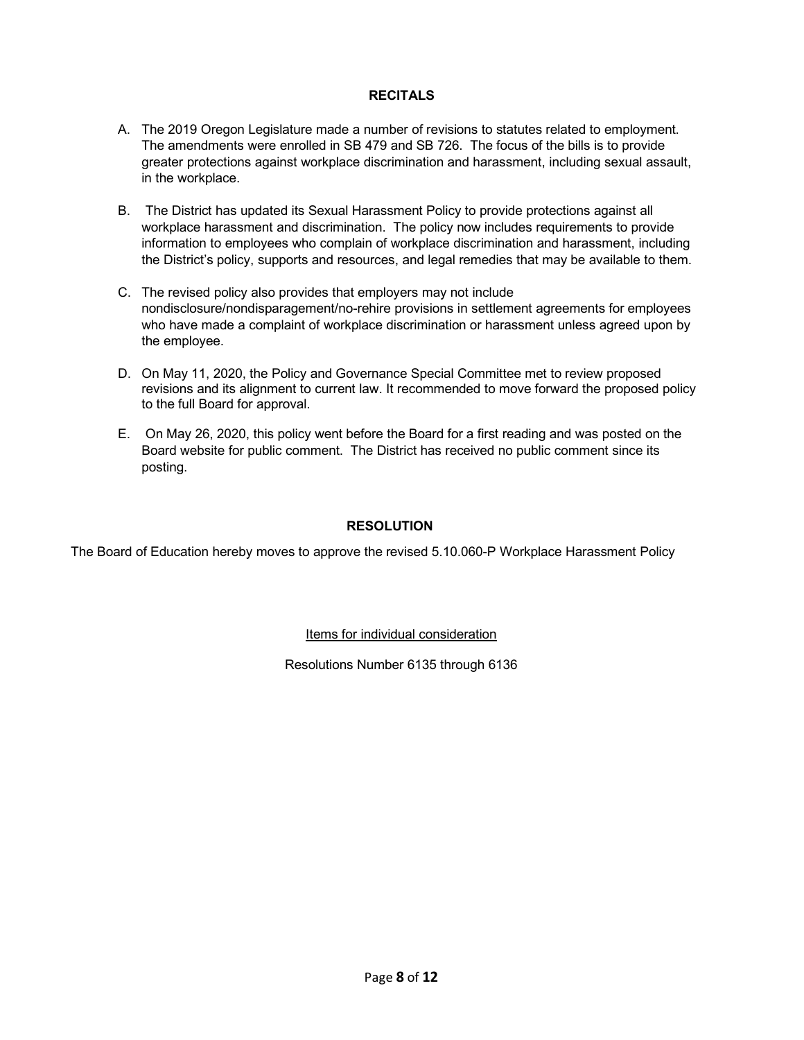**RECITALS**

A. The 2019 Oregon Legislature made a number of revisions to statutes related to employment. The amendments were enrolled in SB 479 and SB 726. The focus of the bills is to provide greater protections against workplace discrimination and harassment, including sexual assault, in the workplace.

B. The District has updated its Sexual Harassment Policy to provide protections against all workplace harassment and discrimination. The policy now includes requirements to provide information to employees who complain of workplace discrimination and harassment, including the District's policy, supports and resources, and legal remedies that may be available to them.

C. The revised policy also provides that employers may not include nondisclosure/nondisparagement/no-rehire provisions in settlement agreements for employees who have made a complaint of workplace discrimination or harassment unless agreed upon by the employee.

D. On May 11, 2020, the Policy and Governance Special Committee met to review proposed revisions and its alignment to current law. It recommended to move forward the proposed policy to the full Board for approval.

E. On May 26, 2020, this policy went before the Board for a first reading and was posted on the Board website for public comment. The District has received no public comment since its posting.

**RESOLUTION**

The Board of Education hereby moves to approve the revised 5.10.060-P Workplace Harassment Policy

Items for individual consideration

Resolutions Number 6135 through 6136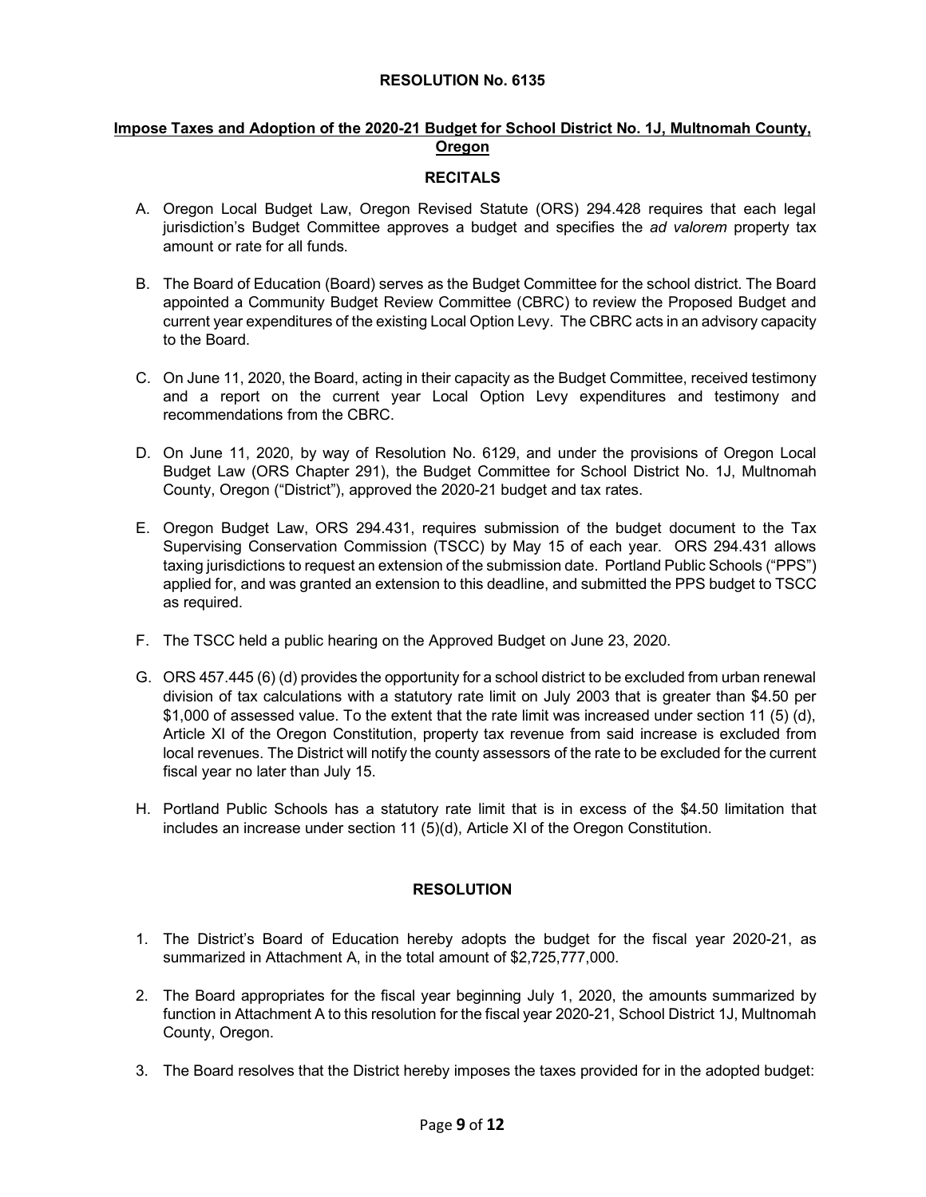# RESOLUTION No. 6135

## Impose Taxes and Adoption of the 2020-21 Budget for School District No. 1J, Multnomah County, Oregon

### RECITALS

A. Oregon Local Budget Law, Oregon Revised Statute (ORS) 294.428 requires that each legal jurisdiction's Budget Committee approves a budget and specifies the *ad valorem* property tax amount or rate for all funds.

B. The Board of Education (Board) serves as the Budget Committee for the school district. The Board appointed a Community Budget Review Committee (CBRC) to review the Proposed Budget and current year expenditures of the existing Local Option Levy. The CBRC acts in an advisory capacity to the Board.

C. On June 11, 2020, the Board, acting in their capacity as the Budget Committee, received testimony and a report on the current year Local Option Levy expenditures and testimony and recommendations from the CBRC.

D. On June 11, 2020, by way of Resolution No. 6129, and under the provisions of Oregon Local Budget Law (ORS Chapter 291), the Budget Committee for School District No. 1J, Multnomah County, Oregon ("District"), approved the 2020-21 budget and tax rates.

E. Oregon Budget Law, ORS 294.431, requires submission of the budget document to the Tax Supervising Conservation Commission (TSCC) by May 15 of each year. ORS 294.431 allows taxing jurisdictions to request an extension of the submission date. Portland Public Schools ("PPS") applied for, and was granted an extension to this deadline, and submitted the PPS budget to TSCC as required.

F. The TSCC held a public hearing on the Approved Budget on June 23, 2020.

G. ORS 457.445 (6) (d) provides the opportunity for a school district to be excluded from urban renewal division of tax calculations with a statutory rate limit on July 2003 that is greater than $4.50 per $1,000 of assessed value. To the extent that the rate limit was increased under section 11 (5) (d), Article XI of the Oregon Constitution, property tax revenue from said increase is excluded from local revenues. The District will notify the county assessors of the rate to be excluded for the current fiscal year no later than July 15.

H. Portland Public Schools has a statutory rate limit that is in excess of the $4.50 limitation that includes an increase under section 11 (5)(d), Article XI of the Oregon Constitution.

### RESOLUTION

1. The District's Board of Education hereby adopts the budget for the fiscal year 2020-21, as summarized in Attachment A, in the total amount of $2,725,777,000.

2. The Board appropriates for the fiscal year beginning July 1, 2020, the amounts summarized by function in Attachment A to this resolution for the fiscal year 2020-21, School District 1J, Multnomah County, Oregon.

3. The Board resolves that the District hereby imposes the taxes provided for in the adopted budget: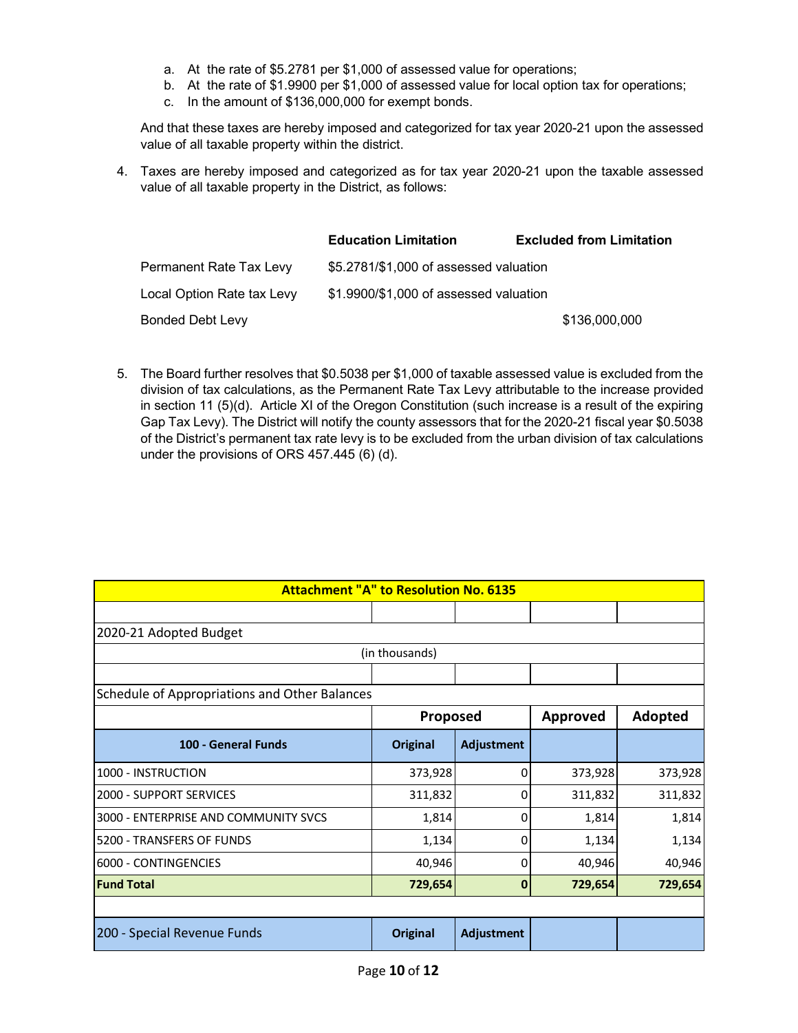a. At the rate of $5.2781 per $1,000 of assessed value for operations;
b. At the rate of $1.9900 per $1,000 of assessed value for local option tax for operations;
c. In the amount of $136,000,000 for exempt bonds.

And that these taxes are hereby imposed and categorized for tax year 2020-21 upon the assessed value of all taxable property within the district.

4. Taxes are hereby imposed and categorized as for tax year 2020-21 upon the taxable assessed value of all taxable property in the District, as follows:

| | Education Limitation | Excluded from Limitation |
|---|---|---|
| Permanent Rate Tax Levy | $5.2781/$1,000 of assessed valuation | |
| Local Option Rate tax Levy | $1.9900/$1,000 of assessed valuation | |
| Bonded Debt Levy | | $136,000,000 |

5. The Board further resolves that $0.5038 per $1,000 of taxable assessed value is excluded from the division of tax calculations, as the Permanent Rate Tax Levy attributable to the increase provided in section 11 (5)(d). Article XI of the Oregon Constitution (such increase is a result of the expiring Gap Tax Levy). The District will notify the county assessors that for the 2020-21 fiscal year $0.5038 of the District's permanent tax rate levy is to be excluded from the urban division of tax calculations under the provisions of ORS 457.445 (6) (d).

| Attachment "A" to Resolution No. 6135 | | | | |
|---|---|---|---|---|
| | | | | |
| 2020-21 Adopted Budget | | | | |
| (in thousands) | | | | |
| | | | | |
| Schedule of Appropriations and Other Balances | | | | |
| | Proposed | | Approved | Adopted |
| **100 - General Funds** | **Original** | **Adjustment** | | |
| 1000 - INSTRUCTION | 373,928 | 0 | 373,928 | 373,928 |
| 2000 - SUPPORT SERVICES | 311,832 | 0 | 311,832 | 311,832 |
| 3000 - ENTERPRISE AND COMMUNITY SVCS | 1,814 | 0 | 1,814 | 1,814 |
| 5200 - TRANSFERS OF FUNDS | 1,134 | 0 | 1,134 | 1,134 |
| 6000 - CONTINGENCIES | 40,946 | 0 | 40,946 | 40,946 |
| **Fund Total** | **729,654** | **0** | **729,654** | **729,654** |
| | | | | |
| 200 - Special Revenue Funds | **Original** | **Adjustment** | | |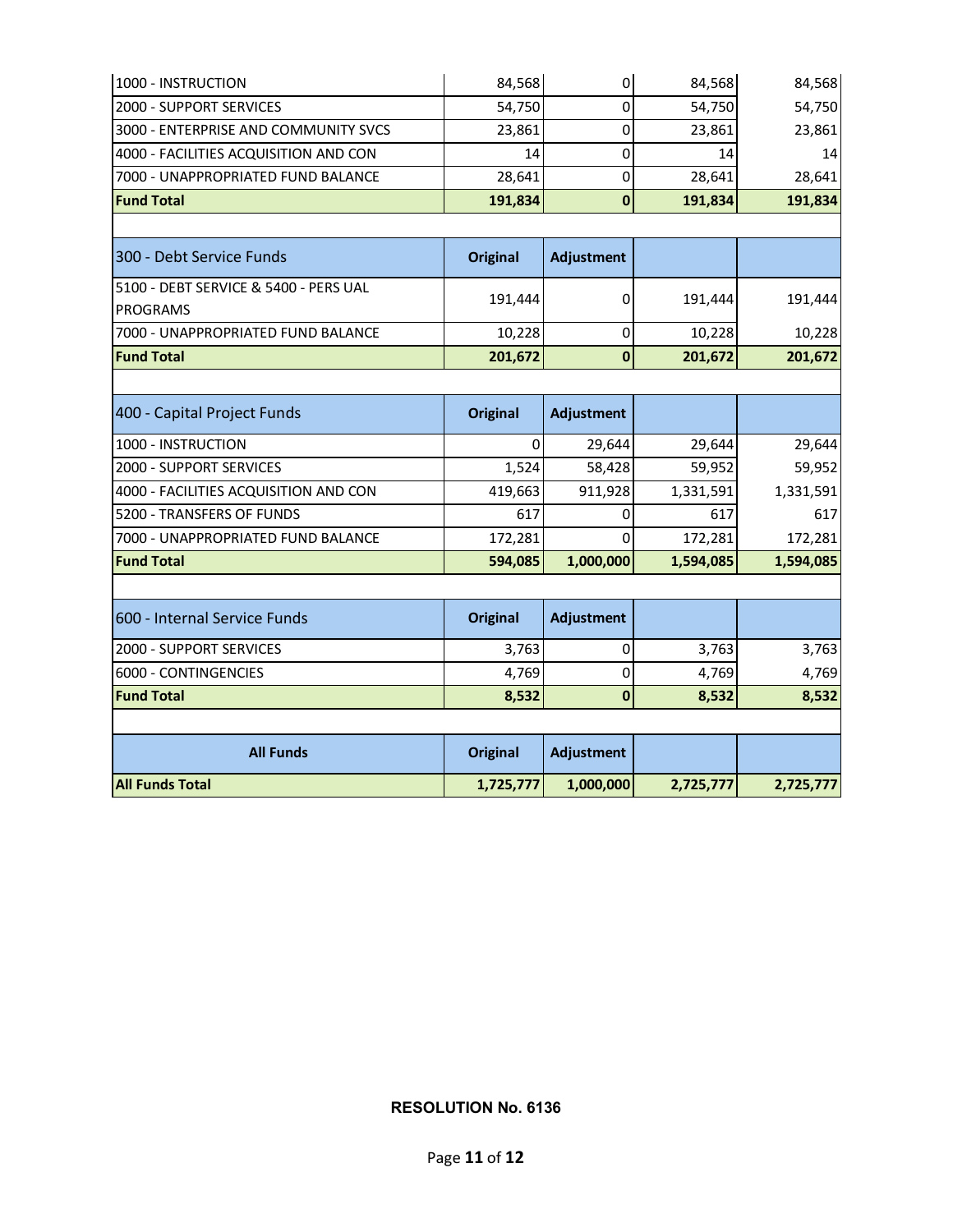| | | | | |
|---|---|---|---|---|
| 1000 - INSTRUCTION | 84,568 | 0 | 84,568 | 84,568 |
| 2000 - SUPPORT SERVICES | 54,750 | 0 | 54,750 | 54,750 |
| 3000 - ENTERPRISE AND COMMUNITY SVCS | 23,861 | 0 | 23,861 | 23,861 |
| 4000 - FACILITIES ACQUISITION AND CON | 14 | 0 | 14 | 14 |
| 7000 - UNAPPROPRIATED FUND BALANCE | 28,641 | 0 | 28,641 | 28,641 |
| **Fund Total** | **191,834** | **0** | **191,834** | **191,834** |

| 300 - Debt Service Funds | Original | Adjustment | | |
|---|---|---|---|---|
| 5100 - DEBT SERVICE & 5400 - PERS UAL PROGRAMS | 191,444 | 0 | 191,444 | 191,444 |
| 7000 - UNAPPROPRIATED FUND BALANCE | 10,228 | 0 | 10,228 | 10,228 |
| **Fund Total** | **201,672** | **0** | **201,672** | **201,672** |

| 400 - Capital Project Funds | Original | Adjustment | | |
|---|---|---|---|---|
| 1000 - INSTRUCTION | 0 | 29,644 | 29,644 | 29,644 |
| 2000 - SUPPORT SERVICES | 1,524 | 58,428 | 59,952 | 59,952 |
| 4000 - FACILITIES ACQUISITION AND CON | 419,663 | 911,928 | 1,331,591 | 1,331,591 |
| 5200 - TRANSFERS OF FUNDS | 617 | 0 | 617 | 617 |
| 7000 - UNAPPROPRIATED FUND BALANCE | 172,281 | 0 | 172,281 | 172,281 |
| **Fund Total** | **594,085** | **1,000,000** | **1,594,085** | **1,594,085** |

| 600 - Internal Service Funds | Original | Adjustment | | |
|---|---|---|---|---|
| 2000 - SUPPORT SERVICES | 3,763 | 0 | 3,763 | 3,763 |
| 6000 - CONTINGENCIES | 4,769 | 0 | 4,769 | 4,769 |
| **Fund Total** | **8,532** | **0** | **8,532** | **8,532** |

| All Funds | Original | Adjustment | | |
|---|---|---|---|---|
| **All Funds Total** | **1,725,777** | **1,000,000** | **2,725,777** | **2,725,777** |

**RESOLUTION No. 6136**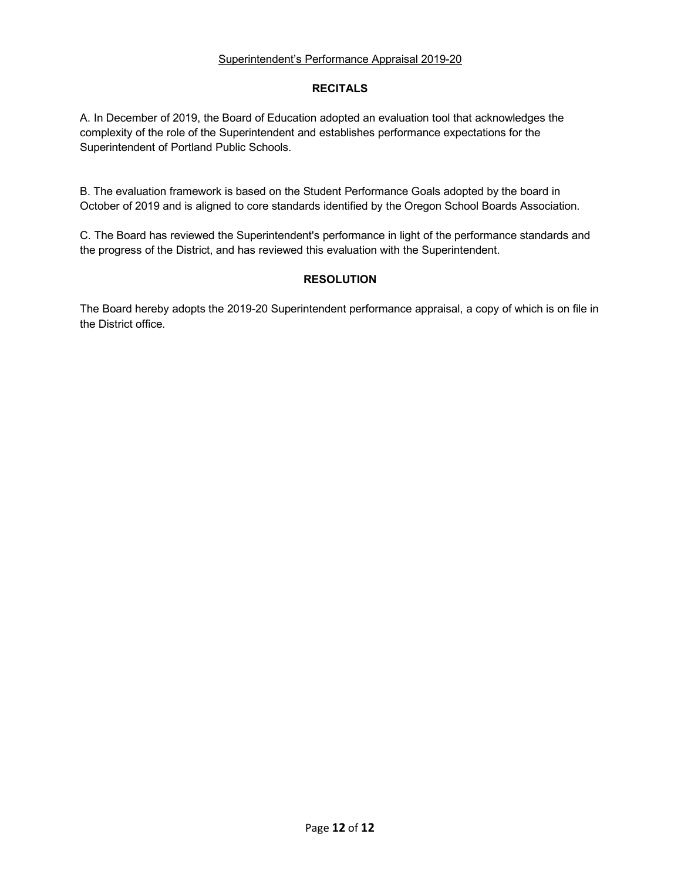Superintendent's Performance Appraisal 2019-20

## RECITALS

A. In December of 2019, the Board of Education adopted an evaluation tool that acknowledges the complexity of the role of the Superintendent and establishes performance expectations for the Superintendent of Portland Public Schools.

B. The evaluation framework is based on the Student Performance Goals adopted by the board in October of 2019 and is aligned to core standards identified by the Oregon School Boards Association.

C. The Board has reviewed the Superintendent's performance in light of the performance standards and the progress of the District, and has reviewed this evaluation with the Superintendent.

## RESOLUTION

The Board hereby adopts the 2019-20 Superintendent performance appraisal, a copy of which is on file in the District office.